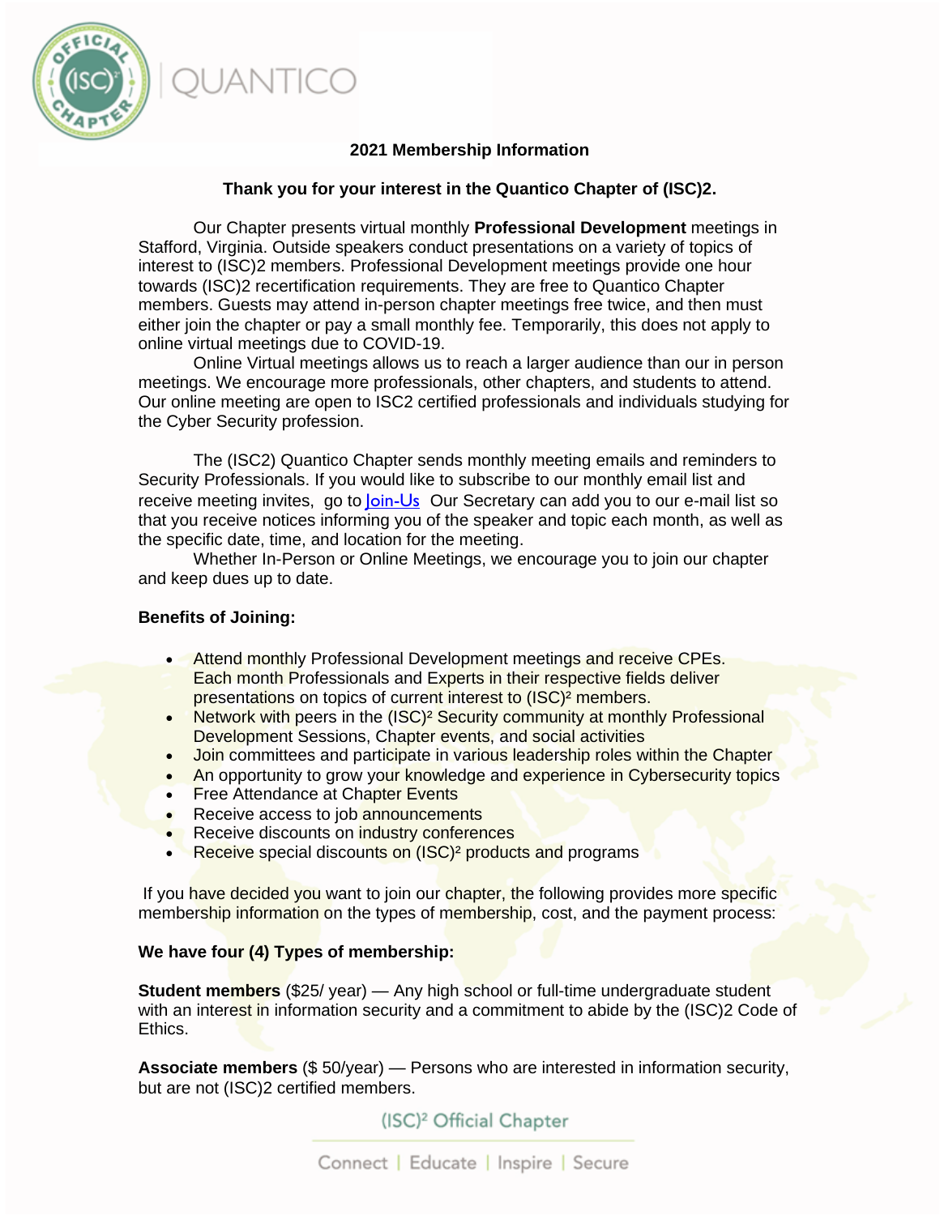QUANTICO

**2021 Membership Information**

**Thank you for your interest in the Quantico Chapter of (ISC)2.**

Our Chapter presents virtual monthly **Professional Development** meetings in Stafford, Virginia. Outside speakers conduct presentations on a variety of topics of interest to (ISC)2 members. Professional Development meetings provide one hour towards (ISC)2 recertification requirements. They are free to Quantico Chapter members. Guests may attend in-person chapter meetings free twice, and then must either join the chapter or pay a small monthly fee. Temporarily, this does not apply to online virtual meetings due to COVID-19.

Online Virtual meetings allows us to reach a larger audience than our in person meetings. We encourage more professionals, other chapters, and students to attend. Our online meeting are open to ISC2 certified professionals and individuals studying for the Cyber Security profession.

The (ISC2) Quantico Chapter sends monthly meeting emails and reminders to Security Professionals. If you would like to subscribe to our monthly email list and receive meeting invites, go to Join-Us Our Secretary can add you to our e-mail list so that you receive notices informing you of the speaker and topic each month, as well as the specific date, time, and location for the meeting.

Whether In-Person or Online Meetings, we encourage you to join our chapter and keep dues up to date.

**Benefits of Joining:**

- Attend monthly Professional Development meetings and receive CPEs. Each month Professionals and Experts in their respective fields deliver presentations on topics of current interest to (ISC)² members.
- Network with peers in the (ISC)² Security community at monthly Professional Development Sessions, Chapter events, and social activities
- Join committees and participate in various leadership roles within the Chapter
- An opportunity to grow your knowledge and experience in Cybersecurity topics
- Free Attendance at Chapter Events
- Receive access to job announcements
- Receive discounts on industry conferences
- Receive special discounts on (ISC)² products and programs

If you have decided you want to join our chapter, the following provides more specific membership information on the types of membership, cost, and the payment process:

**We have four (4) Types of membership:**

**Student members** ($25/ year) — Any high school or full-time undergraduate student with an interest in information security and a commitment to abide by the (ISC)2 Code of Ethics.

**Associate members** ($ 50/year) — Persons who are interested in information security, but are not (ISC)2 certified members.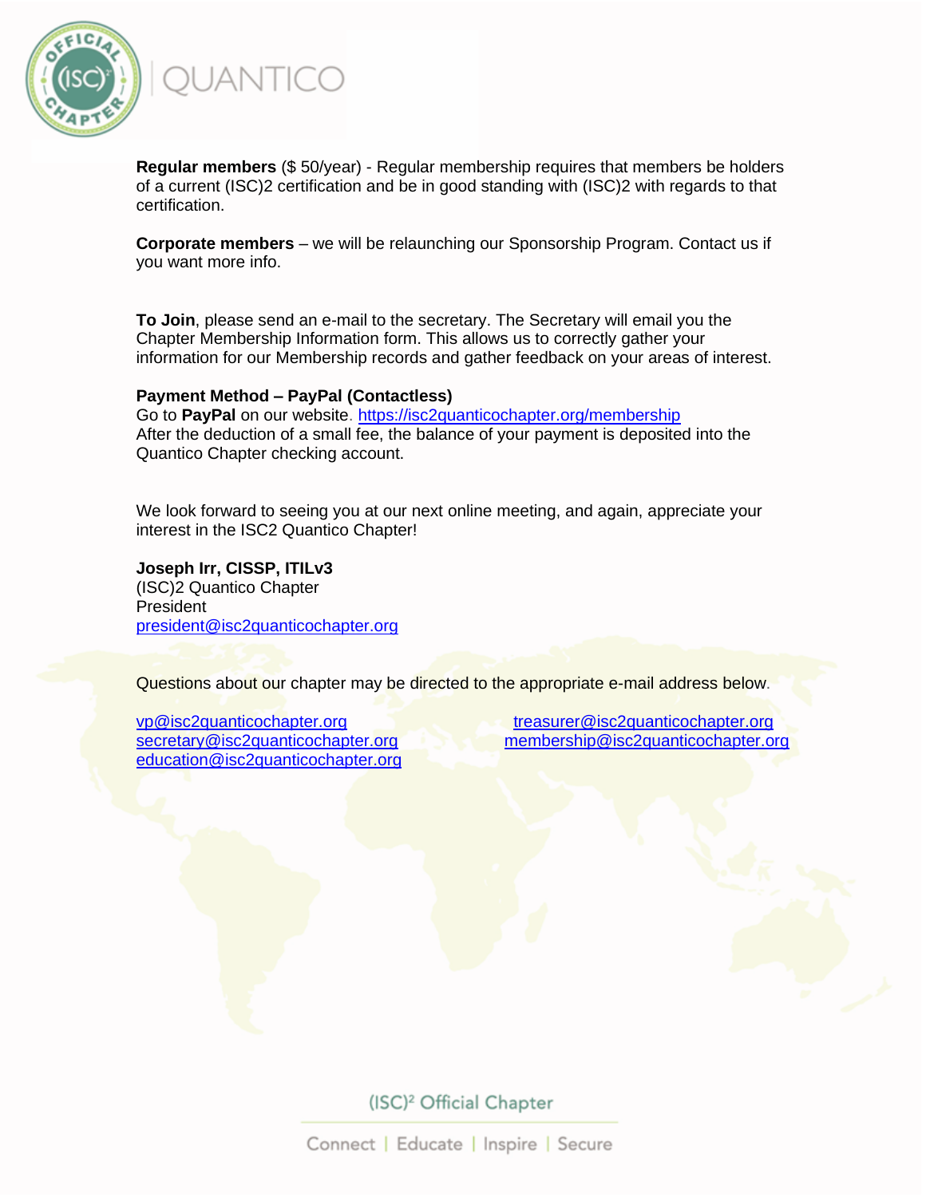**Regular members** ($ 50/year) - Regular membership requires that members be holders of a current (ISC)2 certification and be in good standing with (ISC)2 with regards to that certification.

**Corporate members** – we will be relaunching our Sponsorship Program. Contact us if you want more info.

**To Join**, please send an e-mail to the secretary. The Secretary will email you the Chapter Membership Information form. This allows us to correctly gather your information for our Membership records and gather feedback on your areas of interest.

**Payment Method – PayPal (Contactless)**
Go to **PayPal** on our website. https://isc2quanticochapter.org/membership
After the deduction of a small fee, the balance of your payment is deposited into the Quantico Chapter checking account.

We look forward to seeing you at our next online meeting, and again, appreciate your interest in the ISC2 Quantico Chapter!

**Joseph Irr, CISSP, ITILv3**
(ISC)2 Quantico Chapter
President
president@isc2quanticochapter.org

Questions about our chapter may be directed to the appropriate e-mail address below.

vp@isc2quanticochapter.org
secretary@isc2quanticochapter.org
education@isc2quanticochapter.org
treasurer@isc2quanticochapter.org
membership@isc2quanticochapter.org